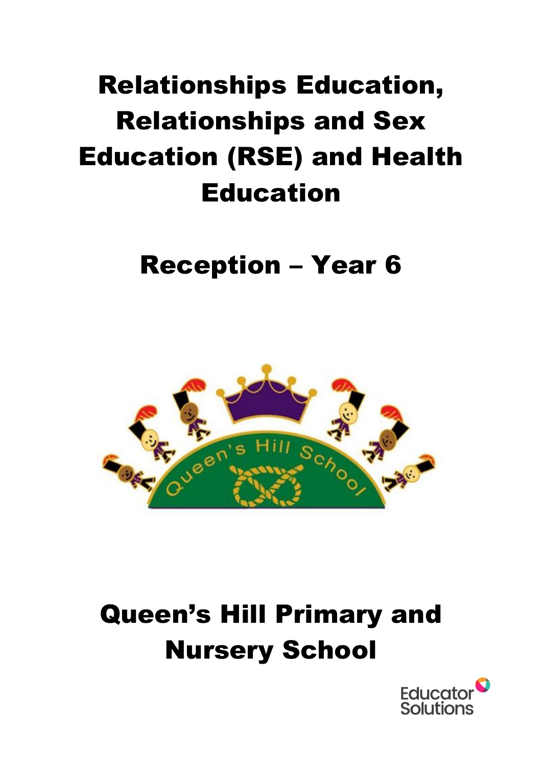# Relationships Education, Relationships and Sex Education (RSE) and Health Education

## Reception – Year 6

## Queen's Hill Primary and Nursery School

Educator Solutions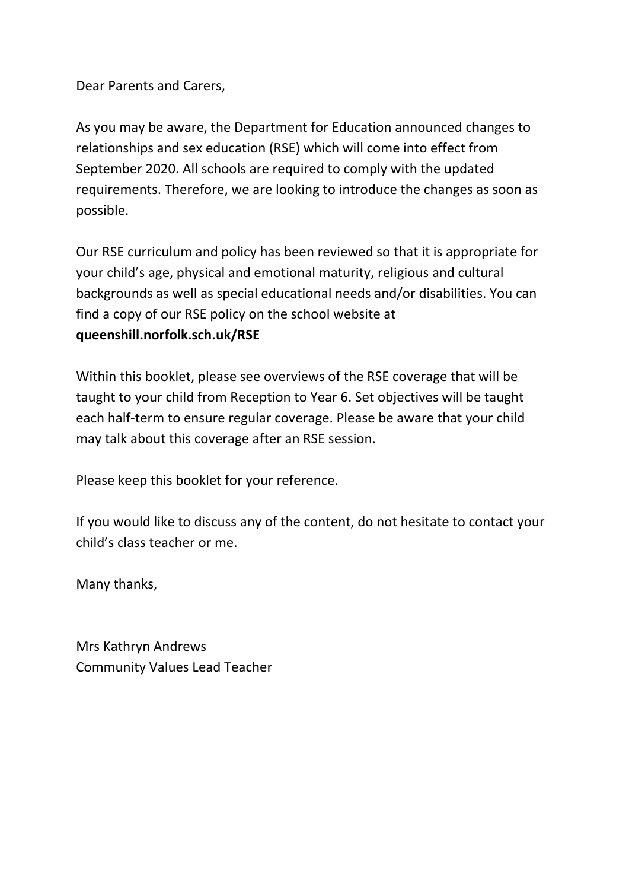Dear Parents and Carers,

As you may be aware, the Department for Education announced changes to relationships and sex education (RSE) which will come into effect from September 2020. All schools are required to comply with the updated requirements. Therefore, we are looking to introduce the changes as soon as possible.

Our RSE curriculum and policy has been reviewed so that it is appropriate for your child's age, physical and emotional maturity, religious and cultural backgrounds as well as special educational needs and/or disabilities. You can find a copy of our RSE policy on the school website at **queenshill.norfolk.sch.uk/RSE**

Within this booklet, please see overviews of the RSE coverage that will be taught to your child from Reception to Year 6. Set objectives will be taught each half-term to ensure regular coverage. Please be aware that your child may talk about this coverage after an RSE session.

Please keep this booklet for your reference.

If you would like to discuss any of the content, do not hesitate to contact your child's class teacher or me.

Many thanks,

Mrs Kathryn Andrews
Community Values Lead Teacher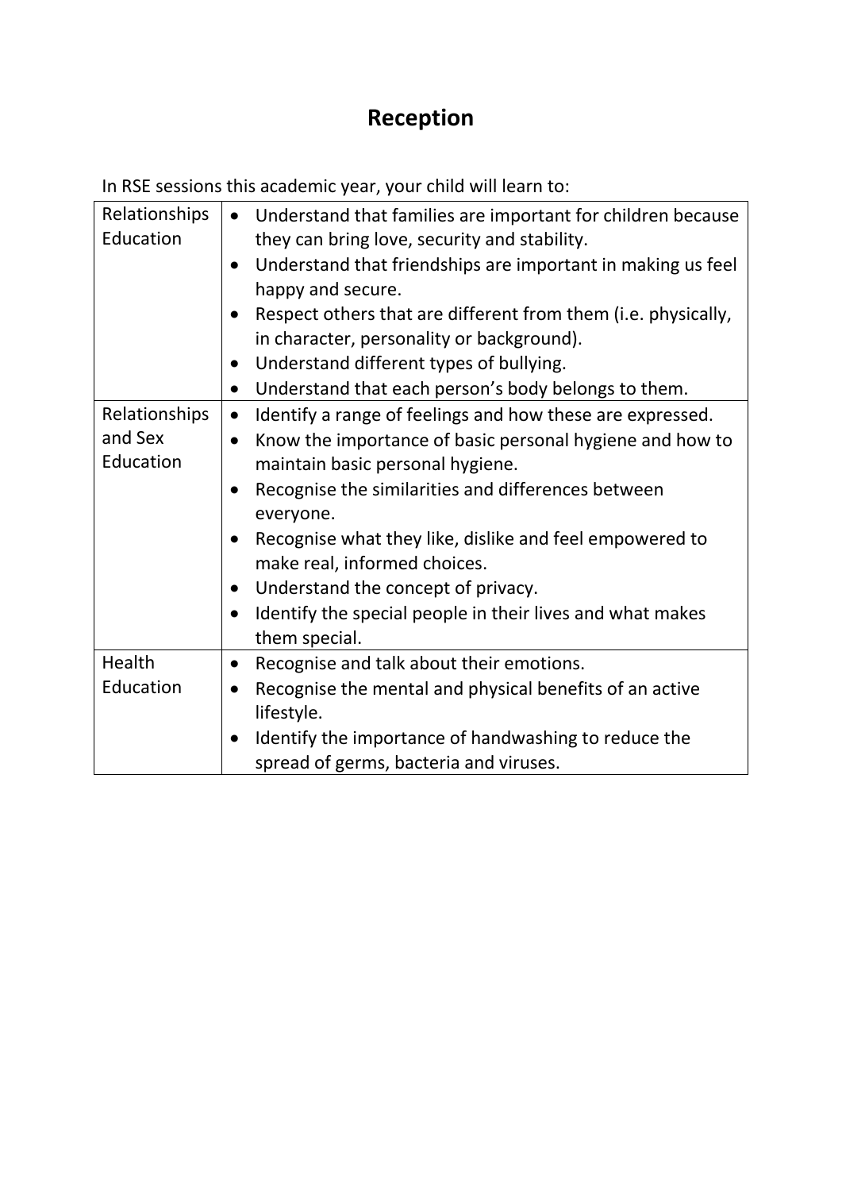# Reception

In RSE sessions this academic year, your child will learn to:

| | |
|---|---|
| Relationships Education | • Understand that families are important for children because they can bring love, security and stability.<br>• Understand that friendships are important in making us feel happy and secure.<br>• Respect others that are different from them (i.e. physically, in character, personality or background).<br>• Understand different types of bullying.<br>• Understand that each person's body belongs to them. |
| Relationships and Sex Education | • Identify a range of feelings and how these are expressed.<br>• Know the importance of basic personal hygiene and how to maintain basic personal hygiene.<br>• Recognise the similarities and differences between everyone.<br>• Recognise what they like, dislike and feel empowered to make real, informed choices.<br>• Understand the concept of privacy.<br>• Identify the special people in their lives and what makes them special. |
| Health Education | • Recognise and talk about their emotions.<br>• Recognise the mental and physical benefits of an active lifestyle.<br>• Identify the importance of handwashing to reduce the spread of germs, bacteria and viruses. |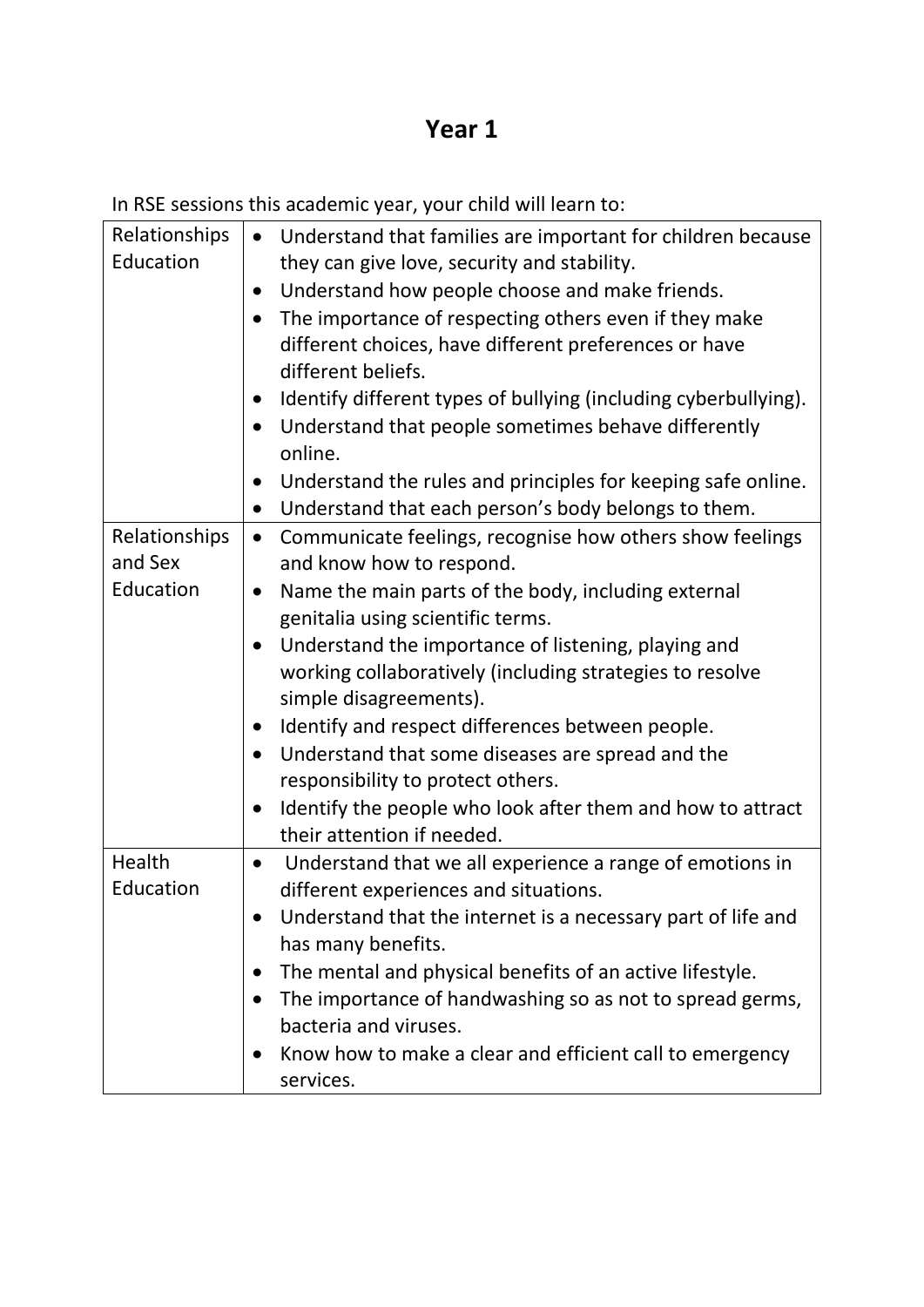# Year 1

In RSE sessions this academic year, your child will learn to:

| | |
|---|---|
| Relationships Education | • Understand that families are important for children because they can give love, security and stability.<br>• Understand how people choose and make friends.<br>• The importance of respecting others even if they make different choices, have different preferences or have different beliefs.<br>• Identify different types of bullying (including cyberbullying).<br>• Understand that people sometimes behave differently online.<br>• Understand the rules and principles for keeping safe online.<br>• Understand that each person's body belongs to them. |
| Relationships and Sex Education | • Communicate feelings, recognise how others show feelings and know how to respond.<br>• Name the main parts of the body, including external genitalia using scientific terms.<br>• Understand the importance of listening, playing and working collaboratively (including strategies to resolve simple disagreements).<br>• Identify and respect differences between people.<br>• Understand that some diseases are spread and the responsibility to protect others.<br>• Identify the people who look after them and how to attract their attention if needed. |
| Health Education | • Understand that we all experience a range of emotions in different experiences and situations.<br>• Understand that the internet is a necessary part of life and has many benefits.<br>• The mental and physical benefits of an active lifestyle.<br>• The importance of handwashing so as not to spread germs, bacteria and viruses.<br>• Know how to make a clear and efficient call to emergency services. |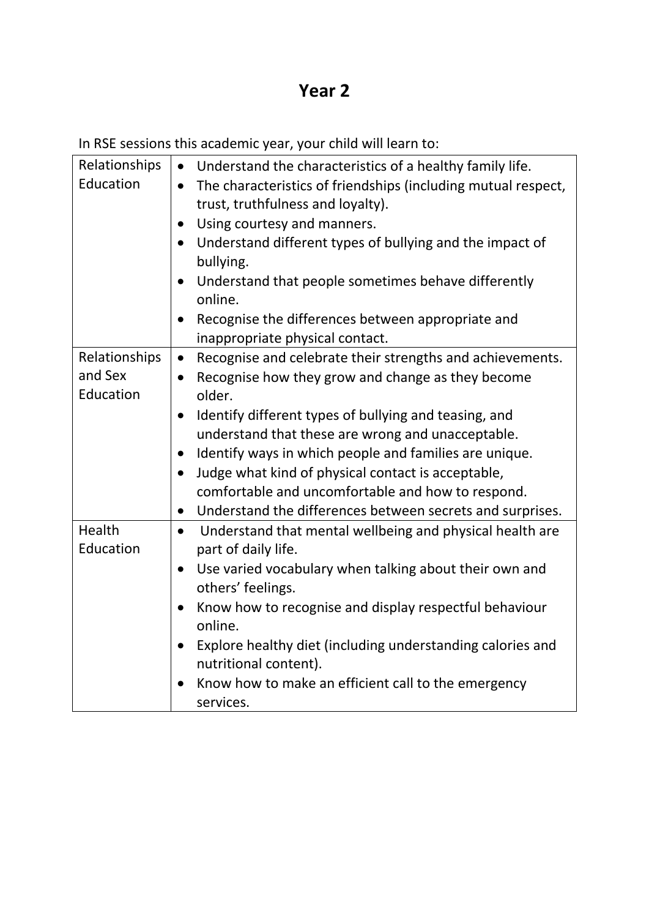# Year 2

In RSE sessions this academic year, your child will learn to:

| | |
|---|---|
| Relationships Education | • Understand the characteristics of a healthy family life.<br>• The characteristics of friendships (including mutual respect, trust, truthfulness and loyalty).<br>• Using courtesy and manners.<br>• Understand different types of bullying and the impact of bullying.<br>• Understand that people sometimes behave differently online.<br>• Recognise the differences between appropriate and inappropriate physical contact. |
| Relationships and Sex Education | • Recognise and celebrate their strengths and achievements.<br>• Recognise how they grow and change as they become older.<br>• Identify different types of bullying and teasing, and understand that these are wrong and unacceptable.<br>• Identify ways in which people and families are unique.<br>• Judge what kind of physical contact is acceptable, comfortable and uncomfortable and how to respond.<br>• Understand the differences between secrets and surprises. |
| Health Education | • Understand that mental wellbeing and physical health are part of daily life.<br>• Use varied vocabulary when talking about their own and others' feelings.<br>• Know how to recognise and display respectful behaviour online.<br>• Explore healthy diet (including understanding calories and nutritional content).<br>• Know how to make an efficient call to the emergency services. |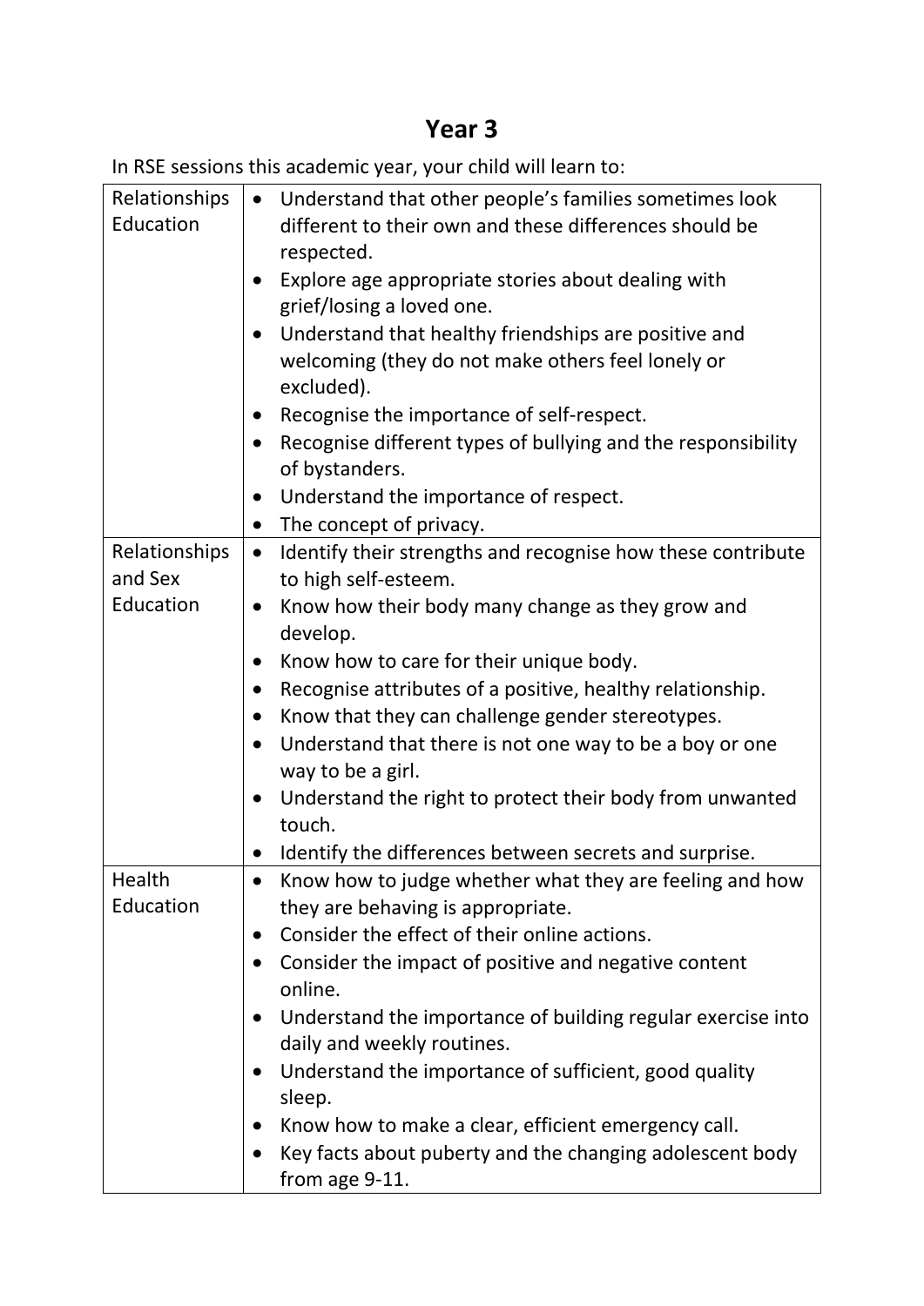# Year 3

In RSE sessions this academic year, your child will learn to:

| | |
|---|---|
| Relationships Education | • Understand that other people's families sometimes look different to their own and these differences should be respected.<br>• Explore age appropriate stories about dealing with grief/losing a loved one.<br>• Understand that healthy friendships are positive and welcoming (they do not make others feel lonely or excluded).<br>• Recognise the importance of self-respect.<br>• Recognise different types of bullying and the responsibility of bystanders.<br>• Understand the importance of respect.<br>• The concept of privacy. |
| Relationships and Sex Education | • Identify their strengths and recognise how these contribute to high self-esteem.<br>• Know how their body many change as they grow and develop.<br>• Know how to care for their unique body.<br>• Recognise attributes of a positive, healthy relationship.<br>• Know that they can challenge gender stereotypes.<br>• Understand that there is not one way to be a boy or one way to be a girl.<br>• Understand the right to protect their body from unwanted touch.<br>• Identify the differences between secrets and surprise. |
| Health Education | • Know how to judge whether what they are feeling and how they are behaving is appropriate.<br>• Consider the effect of their online actions.<br>• Consider the impact of positive and negative content online.<br>• Understand the importance of building regular exercise into daily and weekly routines.<br>• Understand the importance of sufficient, good quality sleep.<br>• Know how to make a clear, efficient emergency call.<br>• Key facts about puberty and the changing adolescent body from age 9-11. |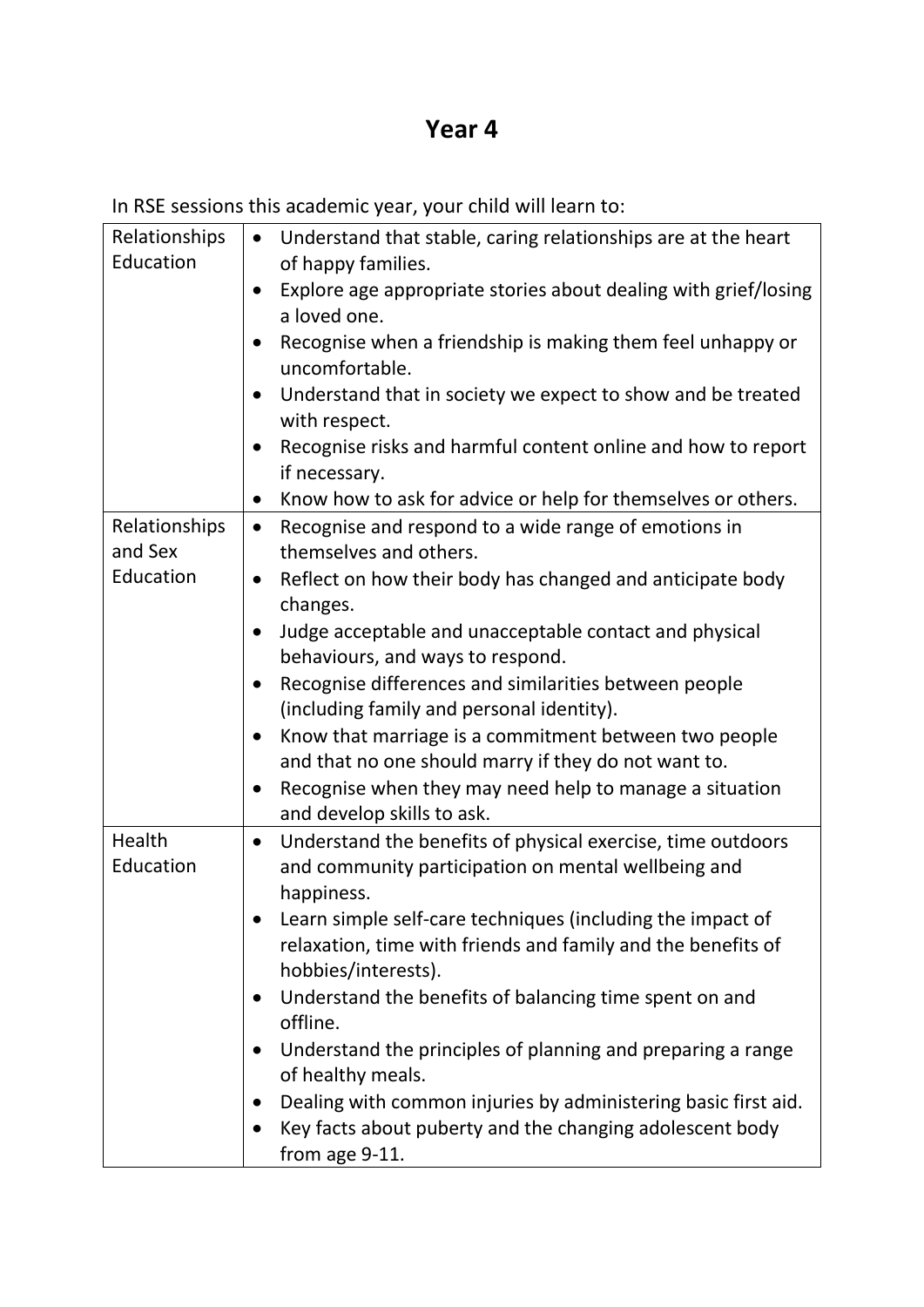# Year 4

In RSE sessions this academic year, your child will learn to:

| | |
|---|---|
| Relationships Education | • Understand that stable, caring relationships are at the heart of happy families.<br>• Explore age appropriate stories about dealing with grief/losing a loved one.<br>• Recognise when a friendship is making them feel unhappy or uncomfortable.<br>• Understand that in society we expect to show and be treated with respect.<br>• Recognise risks and harmful content online and how to report if necessary.<br>• Know how to ask for advice or help for themselves or others. |
| Relationships and Sex Education | • Recognise and respond to a wide range of emotions in themselves and others.<br>• Reflect on how their body has changed and anticipate body changes.<br>• Judge acceptable and unacceptable contact and physical behaviours, and ways to respond.<br>• Recognise differences and similarities between people (including family and personal identity).<br>• Know that marriage is a commitment between two people and that no one should marry if they do not want to.<br>• Recognise when they may need help to manage a situation and develop skills to ask. |
| Health Education | • Understand the benefits of physical exercise, time outdoors and community participation on mental wellbeing and happiness.<br>• Learn simple self-care techniques (including the impact of relaxation, time with friends and family and the benefits of hobbies/interests).<br>• Understand the benefits of balancing time spent on and offline.<br>• Understand the principles of planning and preparing a range of healthy meals.<br>• Dealing with common injuries by administering basic first aid.<br>• Key facts about puberty and the changing adolescent body from age 9-11. |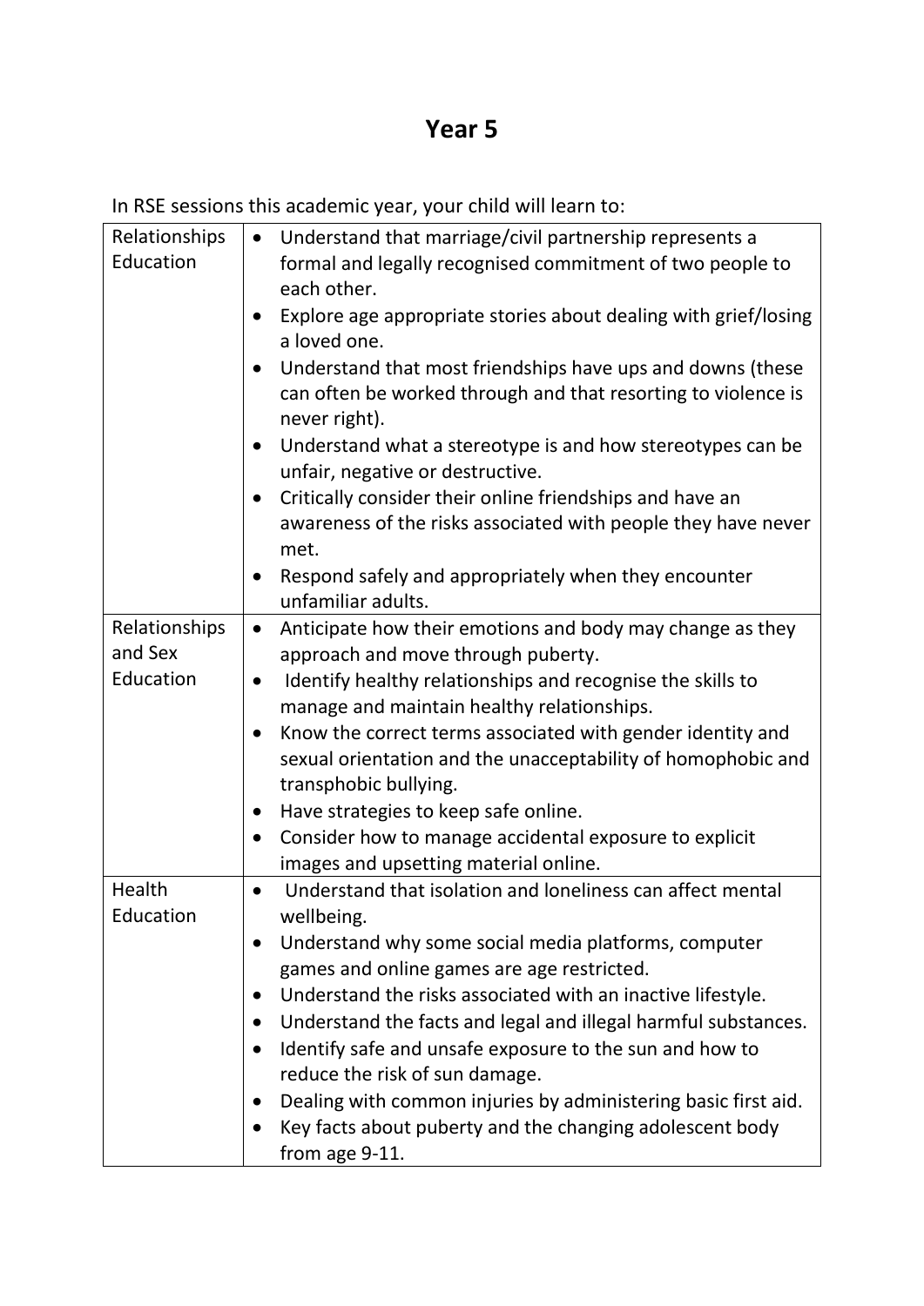# Year 5

In RSE sessions this academic year, your child will learn to:

| | |
|---|---|
| Relationships Education | • Understand that marriage/civil partnership represents a formal and legally recognised commitment of two people to each other.<br>• Explore age appropriate stories about dealing with grief/losing a loved one.<br>• Understand that most friendships have ups and downs (these can often be worked through and that resorting to violence is never right).<br>• Understand what a stereotype is and how stereotypes can be unfair, negative or destructive.<br>• Critically consider their online friendships and have an awareness of the risks associated with people they have never met.<br>• Respond safely and appropriately when they encounter unfamiliar adults. |
| Relationships and Sex Education | • Anticipate how their emotions and body may change as they approach and move through puberty.<br>• Identify healthy relationships and recognise the skills to manage and maintain healthy relationships.<br>• Know the correct terms associated with gender identity and sexual orientation and the unacceptability of homophobic and transphobic bullying.<br>• Have strategies to keep safe online.<br>• Consider how to manage accidental exposure to explicit images and upsetting material online. |
| Health Education | • Understand that isolation and loneliness can affect mental wellbeing.<br>• Understand why some social media platforms, computer games and online games are age restricted.<br>• Understand the risks associated with an inactive lifestyle.<br>• Understand the facts and legal and illegal harmful substances.<br>• Identify safe and unsafe exposure to the sun and how to reduce the risk of sun damage.<br>• Dealing with common injuries by administering basic first aid.<br>• Key facts about puberty and the changing adolescent body from age 9-11. |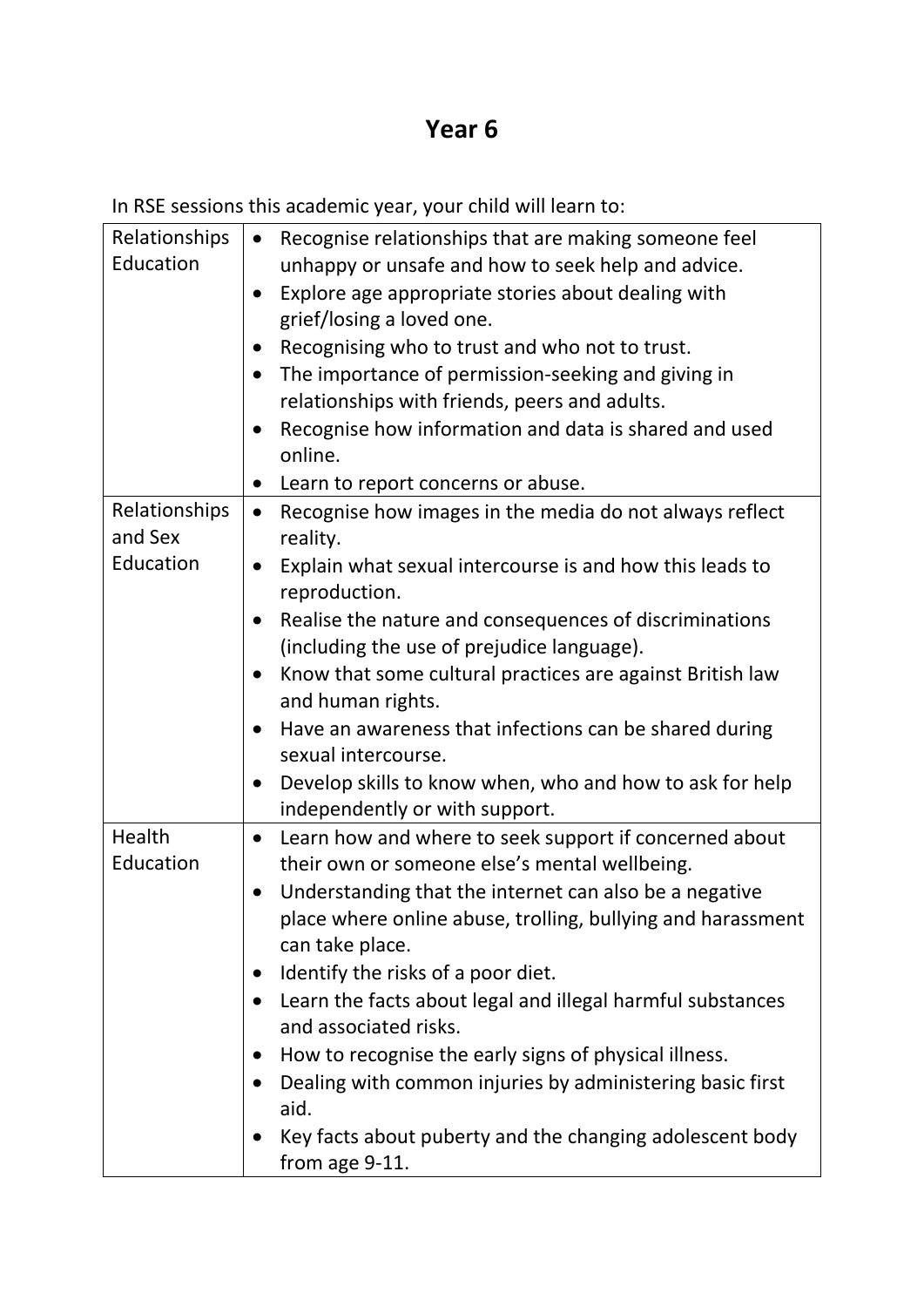# Year 6

In RSE sessions this academic year, your child will learn to:

| | |
|---|---|
| Relationships Education | • Recognise relationships that are making someone feel unhappy or unsafe and how to seek help and advice.<br>• Explore age appropriate stories about dealing with grief/losing a loved one.<br>• Recognising who to trust and who not to trust.<br>• The importance of permission-seeking and giving in relationships with friends, peers and adults.<br>• Recognise how information and data is shared and used online.<br>• Learn to report concerns or abuse. |
| Relationships and Sex Education | • Recognise how images in the media do not always reflect reality.<br>• Explain what sexual intercourse is and how this leads to reproduction.<br>• Realise the nature and consequences of discriminations (including the use of prejudice language).<br>• Know that some cultural practices are against British law and human rights.<br>• Have an awareness that infections can be shared during sexual intercourse.<br>• Develop skills to know when, who and how to ask for help independently or with support. |
| Health Education | • Learn how and where to seek support if concerned about their own or someone else's mental wellbeing.<br>• Understanding that the internet can also be a negative place where online abuse, trolling, bullying and harassment can take place.<br>• Identify the risks of a poor diet.<br>• Learn the facts about legal and illegal harmful substances and associated risks.<br>• How to recognise the early signs of physical illness.<br>• Dealing with common injuries by administering basic first aid.<br>• Key facts about puberty and the changing adolescent body from age 9-11. |